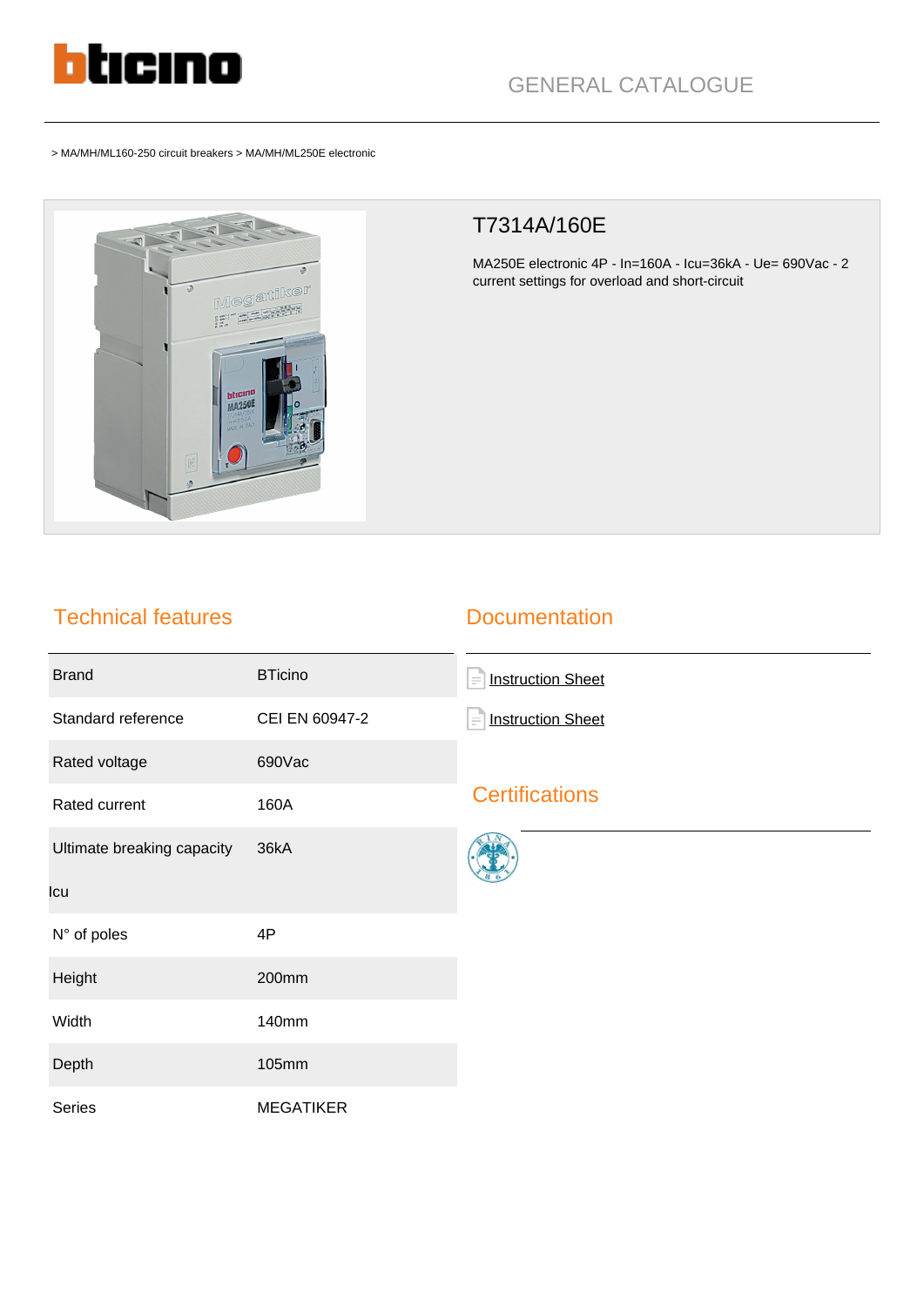GENERAL CATALOGUE

> MA/MH/ML160-250 circuit breakers > MA/MH/ML250E electronic

# T7314A/160E

MA250E electronic 4P - In=160A - Icu=36kA - Ue= 690Vac - 2 current settings for overload and short-circuit

## Technical features

| | |
|---|---|
| Brand | BTicino |
| Standard reference | CEI EN 60947-2 |
| Rated voltage | 690Vac |
| Rated current | 160A |
| Ultimate breaking capacity Icu | 36kA |
| N° of poles | 4P |
| Height | 200mm |
| Width | 140mm |
| Depth | 105mm |
| Series | MEGATIKER |

## Documentation

- Instruction Sheet
- Instruction Sheet

## Certifications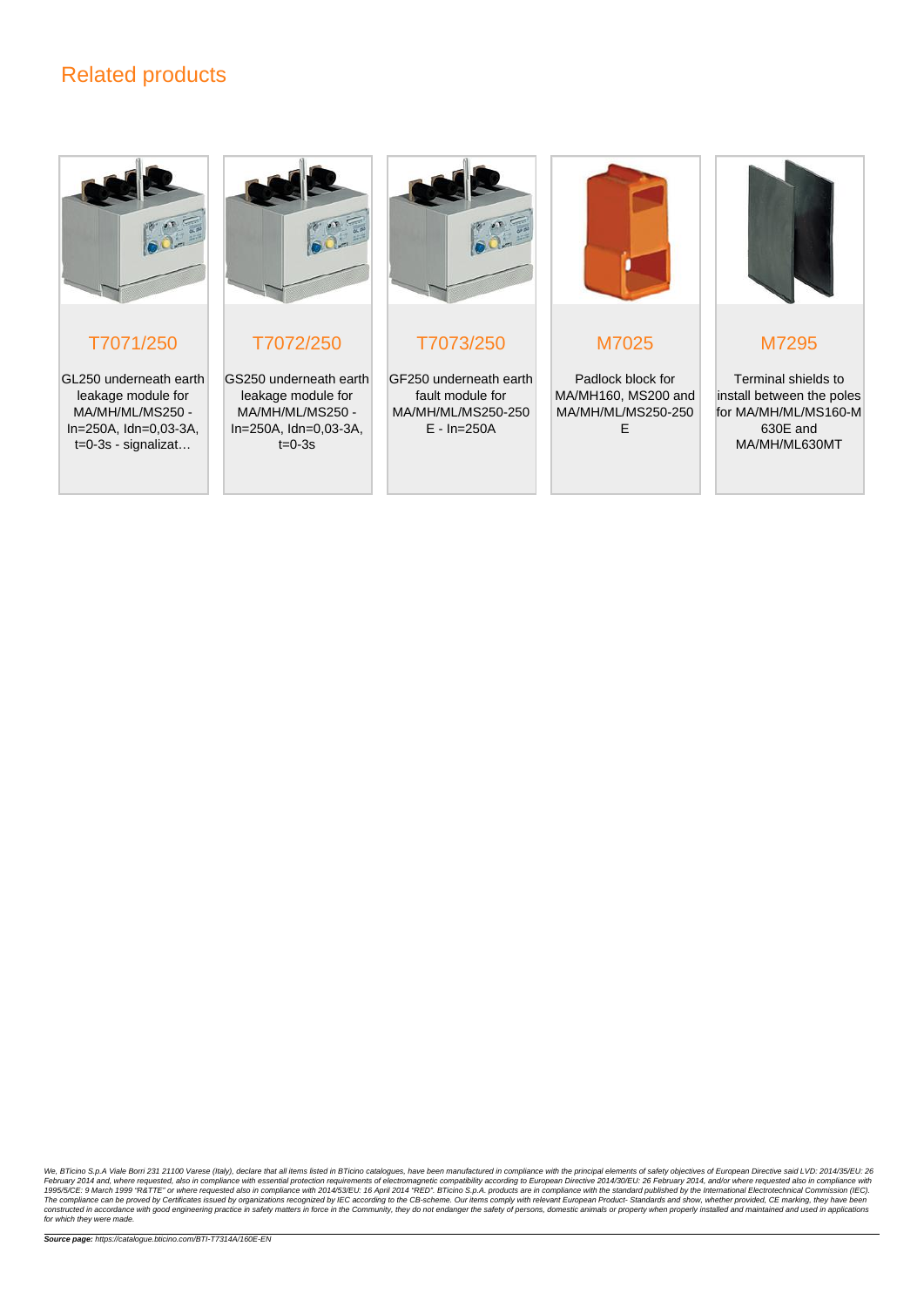## Related products

### T7071/250

GL250 underneath earth leakage module for MA/MH/ML/MS250 - In=250A, Idn=0,03-3A, t=0-3s - signalizat…

### T7072/250

GS250 underneath earth leakage module for MA/MH/ML/MS250 - In=250A, Idn=0,03-3A, t=0-3s

### T7073/250

GF250 underneath earth fault module for MA/MH/ML/MS250-250 E - In=250A

### M7025

Padlock block for MA/MH160, MS200 and MA/MH/ML/MS250-250 E

### M7295

Terminal shields to install between the poles for MA/MH/ML/MS160-M 630E and MA/MH/ML630MT

*We, BTicino S.p.A Viale Borri 231 21100 Varese (Italy), declare that all items listed in BTicino catalogues, have been manufactured in compliance with the principal elements of safety objectives of European Directive said LVD: 2014/35/EU: 26 February 2014 and, where requested, also in compliance with essential protection requirements of electromagnetic compatibility according to European Directive 2014/30/EU: 26 February 2014, and/or where requested also in compliance with 1995/5/CE: 9 March 1999 "R&TTE" or where requested also in compliance with 2014/53/EU: 16 April 2014 "RED". BTicino S.p.A. products are in compliance with the standard published by the International Electrotechnical Commission (IEC). The compliance can be proved by Certificates issued by organizations recognized by IEC according to the CB-scheme. Our items comply with relevant European Product- Standards and show, whether provided, CE marking, they have been constructed in accordance with good engineering practice in safety matters in force in the Community, they do not endanger the safety of persons, domestic animals or property when properly installed and maintained and used in applications for which they were made.*

**Source page:** *https://catalogue.bticino.com/BTI-T7314A/160E-EN*